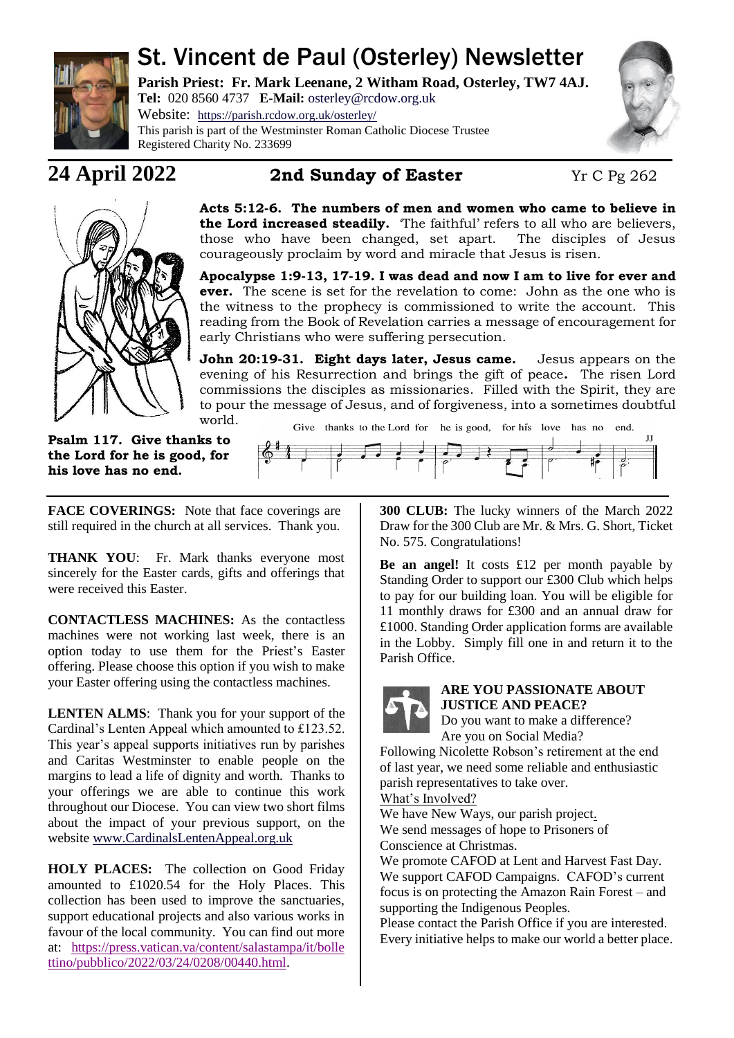# St. Vincent de Paul (Osterley) Newsletter

**Parish Priest: Fr. Mark Leenane, 2 Witham Road, Osterley, TW7 4AJ.**
**Tel:** 020 8560 4737 **E-Mail:** osterley@rcdow.org.uk
Website: https://parish.rcdow.org.uk/osterley/
This parish is part of the Westminster Roman Catholic Diocese Trustee
Registered Charity No. 233699

## 24 April 2022 — 2nd Sunday of Easter — Yr C Pg 262

**Acts 5:12-6. The numbers of men and women who came to believe in the Lord increased steadily.** 'The faithful' refers to all who are believers, those who have been changed, set apart. The disciples of Jesus courageously proclaim by word and miracle that Jesus is risen.

**Apocalypse 1:9-13, 17-19. I was dead and now I am to live for ever and ever.** The scene is set for the revelation to come: John as the one who is the witness to the prophecy is commissioned to write the account. This reading from the Book of Revelation carries a message of encouragement for early Christians who were suffering persecution.

**John 20:19-31. Eight days later, Jesus came.** Jesus appears on the evening of his Resurrection and brings the gift of peace**.** The risen Lord commissions the disciples as missionaries. Filled with the Spirit, they are to pour the message of Jesus, and of forgiveness, into a sometimes doubtful world.

**Psalm 117. Give thanks to the Lord for he is good, for his love has no end.**

Give thanks to the Lord for he is good, for his love has no end.

---

**FACE COVERINGS:** Note that face coverings are still required in the church at all services. Thank you.

**THANK YOU**: Fr. Mark thanks everyone most sincerely for the Easter cards, gifts and offerings that were received this Easter.

**CONTACTLESS MACHINES:** As the contactless machines were not working last week, there is an option today to use them for the Priest's Easter offering. Please choose this option if you wish to make your Easter offering using the contactless machines.

**LENTEN ALMS**: Thank you for your support of the Cardinal's Lenten Appeal which amounted to £123.52. This year's appeal supports initiatives run by parishes and Caritas Westminster to enable people on the margins to lead a life of dignity and worth. Thanks to your offerings we are able to continue this work throughout our Diocese. You can view two short films about the impact of your previous support, on the website www.CardinalsLentenAppeal.org.uk

**HOLY PLACES:** The collection on Good Friday amounted to £1020.54 for the Holy Places. This collection has been used to improve the sanctuaries, support educational projects and also various works in favour of the local community. You can find out more at: https://press.vatican.va/content/salastampa/it/bollettino/pubblico/2022/03/24/0208/00440.html.

**300 CLUB:** The lucky winners of the March 2022 Draw for the 300 Club are Mr. & Mrs. G. Short, Ticket No. 575. Congratulations!

**Be an angel!** It costs £12 per month payable by Standing Order to support our £300 Club which helps to pay for our building loan. You will be eligible for 11 monthly draws for £300 and an annual draw for £1000. Standing Order application forms are available in the Lobby. Simply fill one in and return it to the Parish Office.

**ARE YOU PASSIONATE ABOUT JUSTICE AND PEACE?**
Do you want to make a difference?
Are you on Social Media?
Following Nicolette Robson's retirement at the end of last year, we need some reliable and enthusiastic parish representatives to take over.
What's Involved?
We have New Ways, our parish project.
We send messages of hope to Prisoners of Conscience at Christmas.
We promote CAFOD at Lent and Harvest Fast Day.
We support CAFOD Campaigns. CAFOD's current focus is on protecting the Amazon Rain Forest – and supporting the Indigenous Peoples.
Please contact the Parish Office if you are interested.
Every initiative helps to make our world a better place.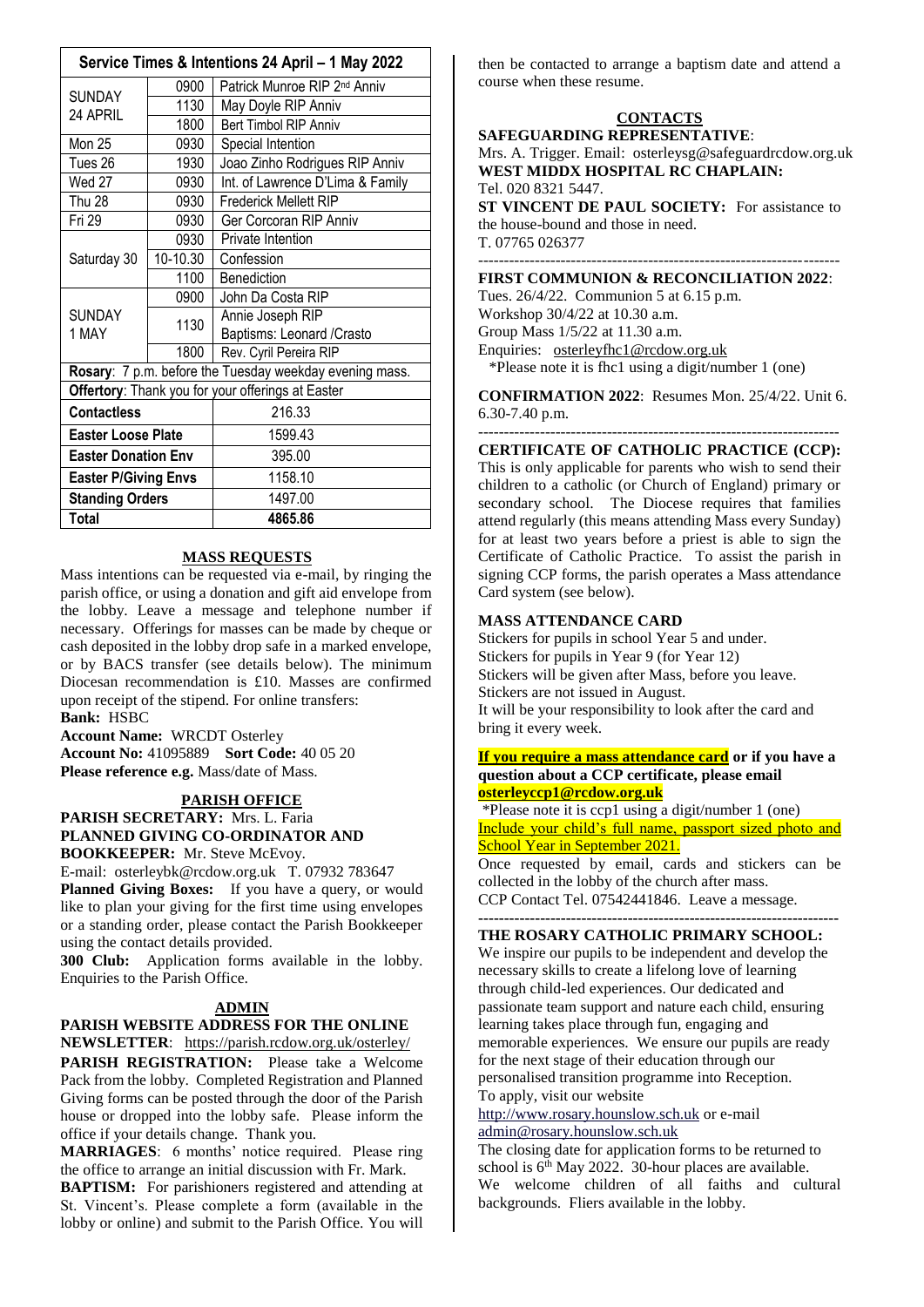| Service Times & Intentions 24 April – 1 May 2022 | | |
| --- | --- | --- |
| SUNDAY 24 APRIL | 0900 | Patrick Munroe RIP 2nd Anniv |
| | 1130 | May Doyle RIP Anniv |
| | 1800 | Bert Timbol RIP Anniv |
| Mon 25 | 0930 | Special Intention |
| Tues 26 | 1930 | Joao Zinho Rodrigues RIP Anniv |
| Wed 27 | 0930 | Int. of Lawrence D'Lima & Family |
| Thu 28 | 0930 | Frederick Mellett RIP |
| Fri 29 | 0930 | Ger Corcoran RIP Anniv |
| Saturday 30 | 0930 | Private Intention |
| | 10-10.30 | Confession |
| | 1100 | Benediction |
| SUNDAY 1 MAY | 0900 | John Da Costa RIP |
| | 1130 | Annie Joseph RIP Baptisms: Leonard /Crasto |
| | 1800 | Rev. Cyril Pereira RIP |
| **Rosary**: 7 p.m. before the Tuesday weekday evening mass. | | |
| **Offertory**: Thank you for your offerings at Easter | | |
| **Contactless** | | 216.33 |
| **Easter Loose Plate** | | 1599.43 |
| **Easter Donation Env** | | 395.00 |
| **Easter P/Giving Envs** | | 1158.10 |
| **Standing Orders** | | 1497.00 |
| **Total** | | **4865.86** |

## MASS REQUESTS

Mass intentions can be requested via e-mail, by ringing the parish office, or using a donation and gift aid envelope from the lobby. Leave a message and telephone number if necessary. Offerings for masses can be made by cheque or cash deposited in the lobby drop safe in a marked envelope, or by BACS transfer (see details below). The minimum Diocesan recommendation is £10. Masses are confirmed upon receipt of the stipend. For online transfers:

**Bank:** HSBC
**Account Name:** WRCDT Osterley
**Account No:** 41095889 **Sort Code:** 40 05 20
**Please reference e.g.** Mass/date of Mass.

## PARISH OFFICE

**PARISH SECRETARY:** Mrs. L. Faria
**PLANNED GIVING CO-ORDINATOR AND BOOKKEEPER:** Mr. Steve McEvoy.
E-mail: osterleybk@rcdow.org.uk T. 07932 783647

**Planned Giving Boxes:** If you have a query, or would like to plan your giving for the first time using envelopes or a standing order, please contact the Parish Bookkeeper using the contact details provided.

**300 Club:** Application forms available in the lobby. Enquiries to the Parish Office.

## ADMIN

**PARISH WEBSITE ADDRESS FOR THE ONLINE NEWSLETTER**: https://parish.rcdow.org.uk/osterley/

**PARISH REGISTRATION:** Please take a Welcome Pack from the lobby. Completed Registration and Planned Giving forms can be posted through the door of the Parish house or dropped into the lobby safe. Please inform the office if your details change. Thank you.

**MARRIAGES**: 6 months' notice required. Please ring the office to arrange an initial discussion with Fr. Mark.

**BAPTISM:** For parishioners registered and attending at St. Vincent's. Please complete a form (available in the lobby or online) and submit to the Parish Office. You will then be contacted to arrange a baptism date and attend a course when these resume.

## CONTACTS

**SAFEGUARDING REPRESENTATIVE**:
Mrs. A. Trigger. Email: osterleysg@safeguardrcdow.org.uk
**WEST MIDDX HOSPITAL RC CHAPLAIN:**
Tel. 020 8321 5447.
**ST VINCENT DE PAUL SOCIETY:** For assistance to the house-bound and those in need.
T. 07765 026377

---

**FIRST COMMUNION & RECONCILIATION 2022**:
Tues. 26/4/22. Communion 5 at 6.15 p.m.
Workshop 30/4/22 at 10.30 a.m.
Group Mass 1/5/22 at 11.30 a.m.
Enquiries: osterleyfhc1@rcdow.org.uk
*Please note it is fhc1 using a digit/number 1 (one)

**CONFIRMATION 2022**: Resumes Mon. 25/4/22. Unit 6. 6.30-7.40 p.m.

---

**CERTIFICATE OF CATHOLIC PRACTICE (CCP):**
This is only applicable for parents who wish to send their children to a catholic (or Church of England) primary or secondary school. The Diocese requires that families attend regularly (this means attending Mass every Sunday) for at least two years before a priest is able to sign the Certificate of Catholic Practice. To assist the parish in signing CCP forms, the parish operates a Mass attendance Card system (see below).

**MASS ATTENDANCE CARD**
Stickers for pupils in school Year 5 and under.
Stickers for pupils in Year 9 (for Year 12)
Stickers will be given after Mass, before you leave.
Stickers are not issued in August.
It will be your responsibility to look after the card and bring it every week.

**If you require a mass attendance card or if you have a question about a CCP certificate, please email osterleyccp1@rcdow.org.uk**
*Please note it is ccp1 using a digit/number 1 (one)
Include your child's full name, passport sized photo and School Year in September 2021.

Once requested by email, cards and stickers can be collected in the lobby of the church after mass.
CCP Contact Tel. 07542441846. Leave a message.

---

**THE ROSARY CATHOLIC PRIMARY SCHOOL:**
We inspire our pupils to be independent and develop the necessary skills to create a lifelong love of learning through child-led experiences. Our dedicated and passionate team support and nature each child, ensuring learning takes place through fun, engaging and memorable experiences. We ensure our pupils are ready for the next stage of their education through our personalised transition programme into Reception.
To apply, visit our website
http://www.rosary.hounslow.sch.uk or e-mail admin@rosary.hounslow.sch.uk
The closing date for application forms to be returned to school is 6th May 2022. 30-hour places are available.
We welcome children of all faiths and cultural backgrounds. Fliers available in the lobby.